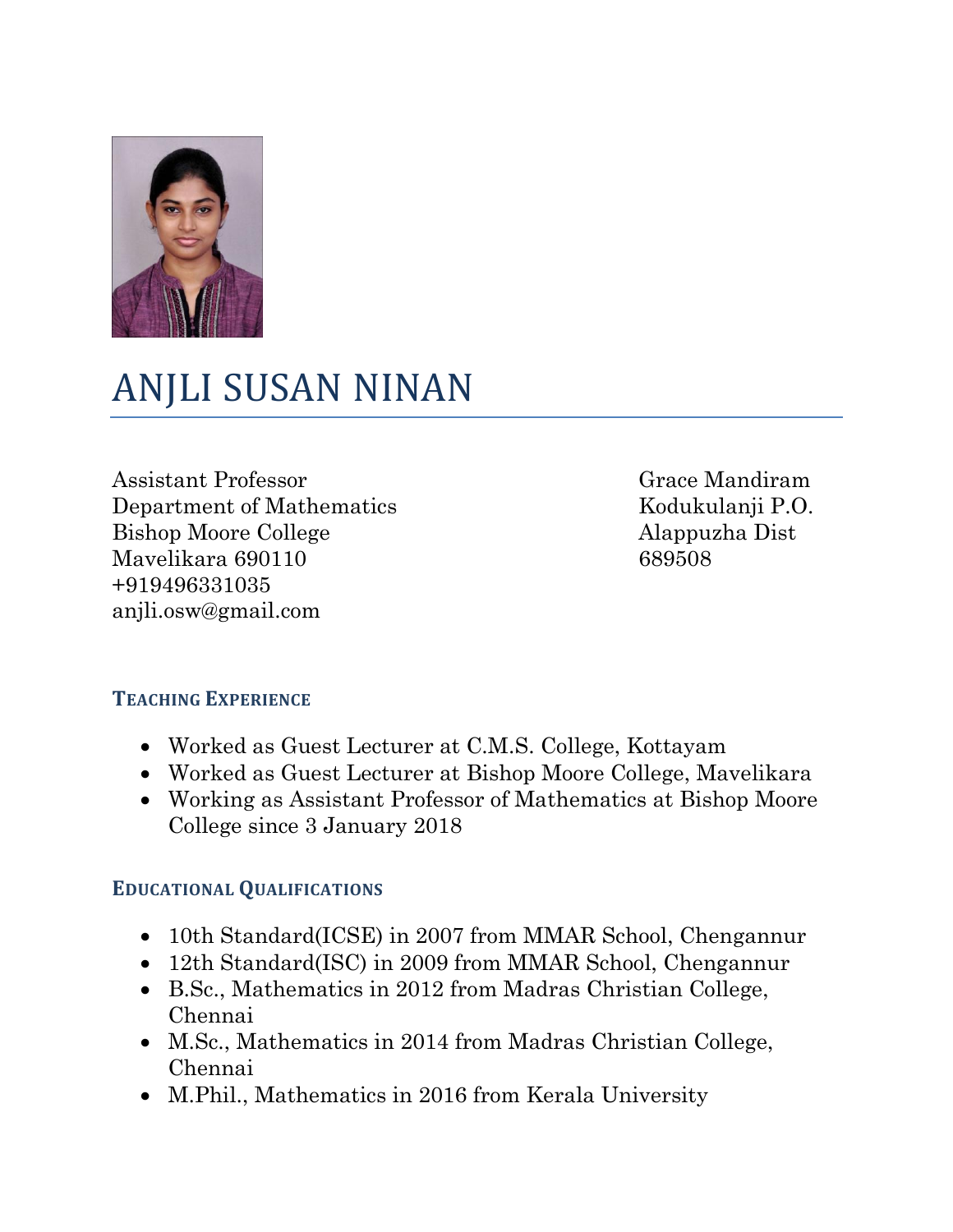# ANJLI SUSAN NINAN

Assistant Professor
Department of Mathematics
Bishop Moore College
Mavelikara 690110
+919496331035
anjli.osw@gmail.com

Grace Mandiram
Kodukulanji P.O.
Alappuzha Dist
689508

## TEACHING EXPERIENCE

- Worked as Guest Lecturer at C.M.S. College, Kottayam
- Worked as Guest Lecturer at Bishop Moore College, Mavelikara
- Working as Assistant Professor of Mathematics at Bishop Moore College since 3 January 2018

## EDUCATIONAL QUALIFICATIONS

- 10th Standard(ICSE) in 2007 from MMAR School, Chengannur
- 12th Standard(ISC) in 2009 from MMAR School, Chengannur
- B.Sc., Mathematics in 2012 from Madras Christian College, Chennai
- M.Sc., Mathematics in 2014 from Madras Christian College, Chennai
- M.Phil., Mathematics in 2016 from Kerala University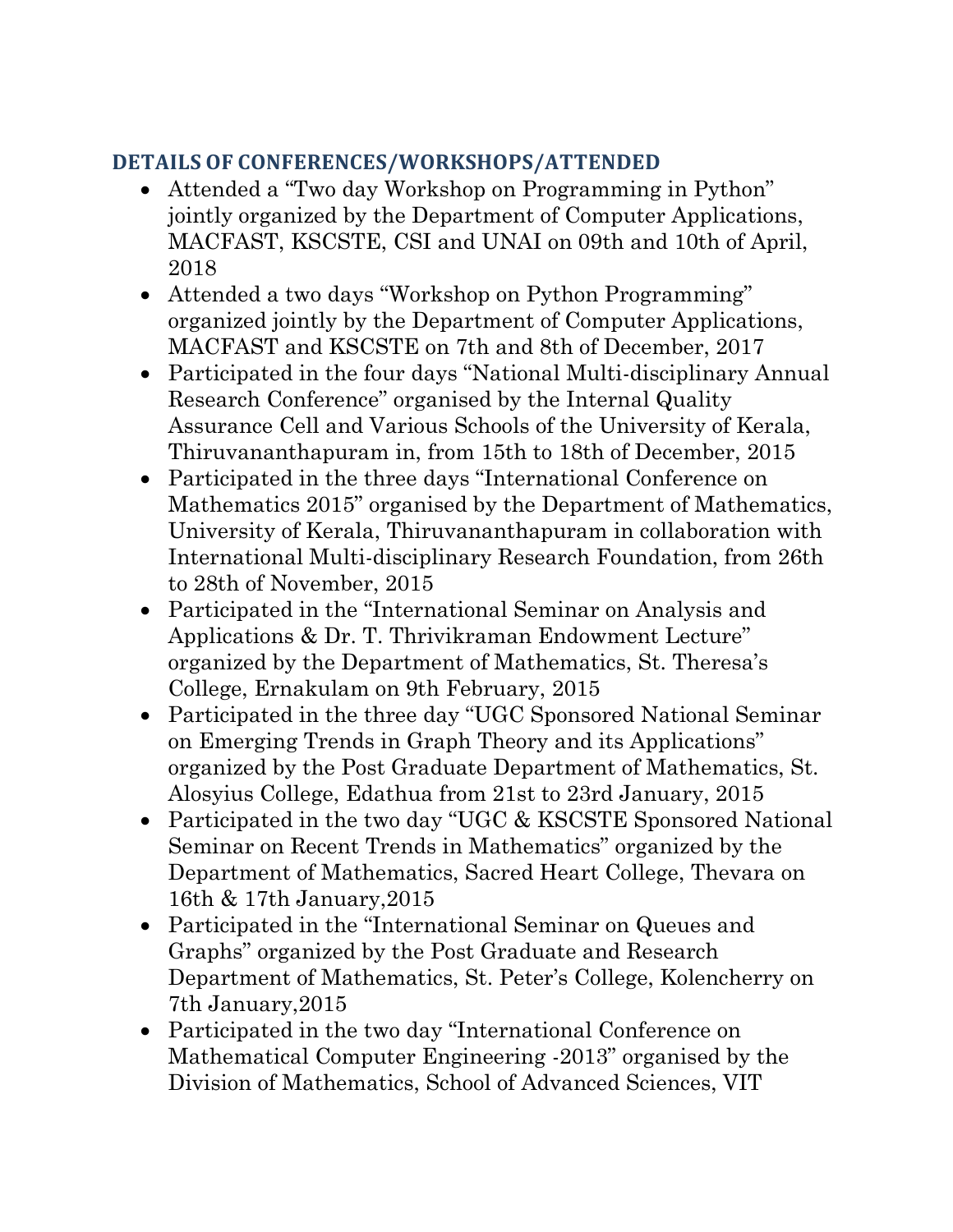## DETAILS OF CONFERENCES/WORKSHOPS/ATTENDED

- Attended a “Two day Workshop on Programming in Python” jointly organized by the Department of Computer Applications, MACFAST, KSCSTE, CSI and UNAI on 09th and 10th of April, 2018
- Attended a two days “Workshop on Python Programming” organized jointly by the Department of Computer Applications, MACFAST and KSCSTE on 7th and 8th of December, 2017
- Participated in the four days “National Multi-disciplinary Annual Research Conference” organised by the Internal Quality Assurance Cell and Various Schools of the University of Kerala, Thiruvananthapuram in, from 15th to 18th of December, 2015
- Participated in the three days “International Conference on Mathematics 2015” organised by the Department of Mathematics, University of Kerala, Thiruvananthapuram in collaboration with International Multi-disciplinary Research Foundation, from 26th to 28th of November, 2015
- Participated in the “International Seminar on Analysis and Applications & Dr. T. Thrivikraman Endowment Lecture” organized by the Department of Mathematics, St. Theresa’s College, Ernakulam on 9th February, 2015
- Participated in the three day “UGC Sponsored National Seminar on Emerging Trends in Graph Theory and its Applications” organized by the Post Graduate Department of Mathematics, St. Alosyius College, Edathua from 21st to 23rd January, 2015
- Participated in the two day “UGC & KSCSTE Sponsored National Seminar on Recent Trends in Mathematics” organized by the Department of Mathematics, Sacred Heart College, Thevara on 16th & 17th January,2015
- Participated in the “International Seminar on Queues and Graphs” organized by the Post Graduate and Research Department of Mathematics, St. Peter’s College, Kolencherry on 7th January,2015
- Participated in the two day “International Conference on Mathematical Computer Engineering -2013” organised by the Division of Mathematics, School of Advanced Sciences, VIT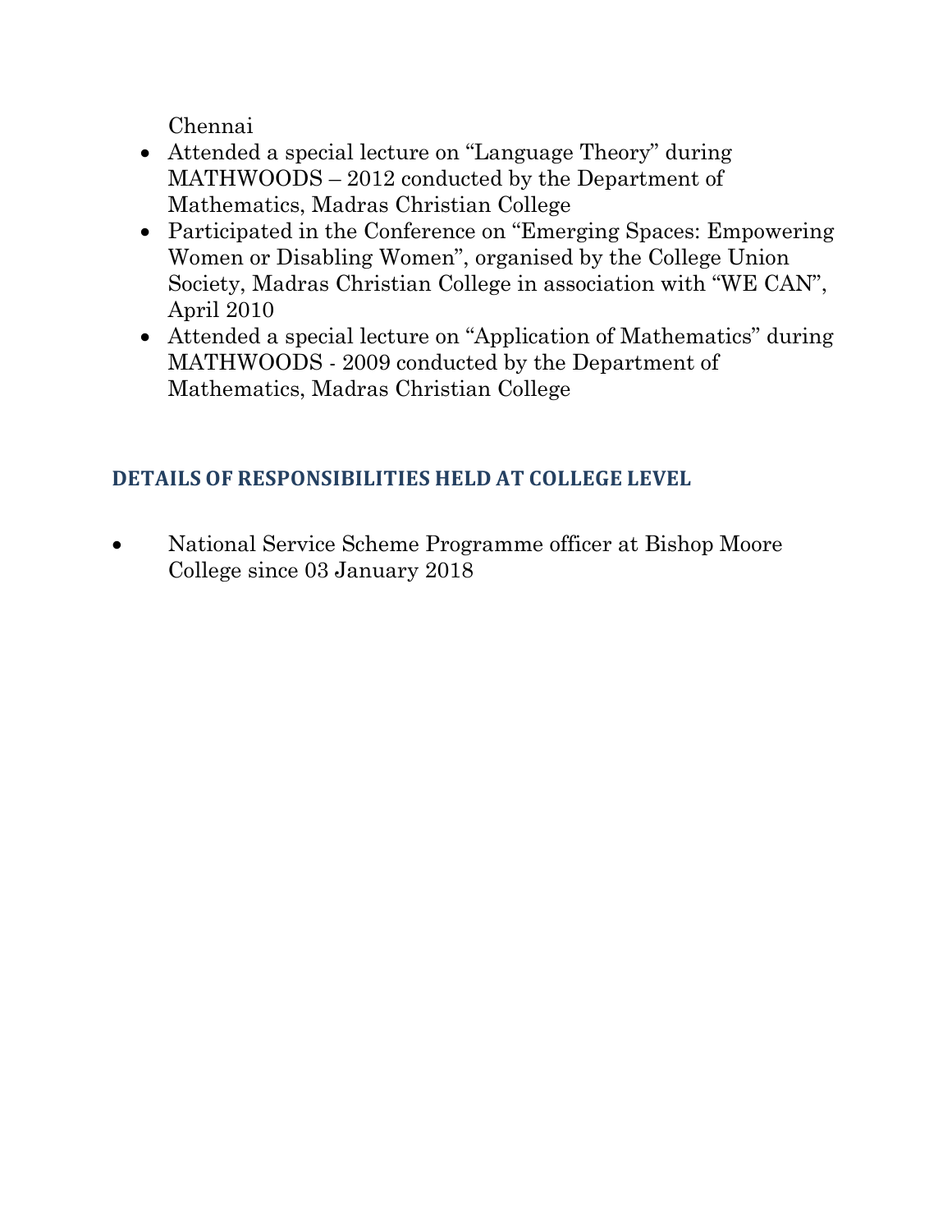Chennai

- Attended a special lecture on "Language Theory" during MATHWOODS – 2012 conducted by the Department of Mathematics, Madras Christian College
- Participated in the Conference on "Emerging Spaces: Empowering Women or Disabling Women", organised by the College Union Society, Madras Christian College in association with "WE CAN", April 2010
- Attended a special lecture on "Application of Mathematics" during MATHWOODS - 2009 conducted by the Department of Mathematics, Madras Christian College

## DETAILS OF RESPONSIBILITIES HELD AT COLLEGE LEVEL

- National Service Scheme Programme officer at Bishop Moore College since 03 January 2018